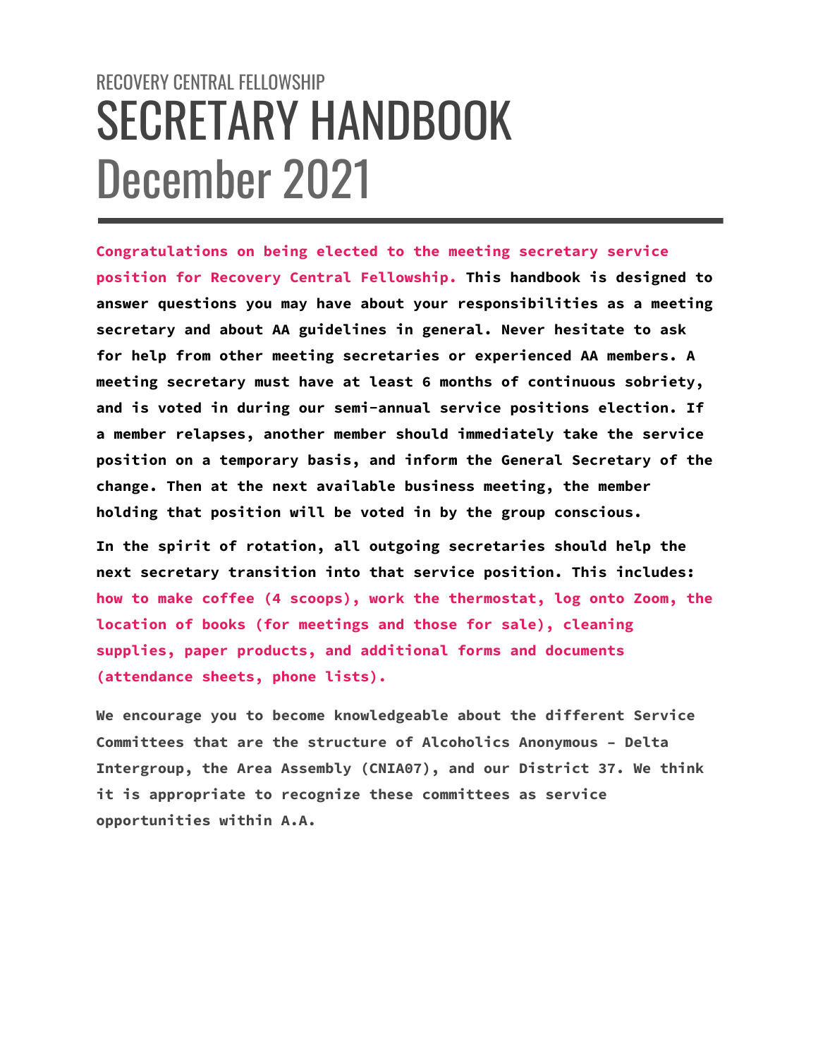RECOVERY CENTRAL FELLOWSHIP

# SECRETARY HANDBOOK
# December 2021

---

**Congratulations on being elected to the meeting secretary service position for Recovery Central Fellowship. This handbook is designed to answer questions you may have about your responsibilities as a meeting secretary and about AA guidelines in general. Never hesitate to ask for help from other meeting secretaries or experienced AA members. A meeting secretary must have at least 6 months of continuous sobriety, and is voted in during our semi-annual service positions election. If a member relapses, another member should immediately take the service position on a temporary basis, and inform the General Secretary of the change. Then at the next available business meeting, the member holding that position will be voted in by the group conscious.**

**In the spirit of rotation, all outgoing secretaries should help the next secretary transition into that service position. This includes: how to make coffee (4 scoops), work the thermostat, log onto Zoom, the location of books (for meetings and those for sale), cleaning supplies, paper products, and additional forms and documents (attendance sheets, phone lists).**

**We encourage you to become knowledgeable about the different Service Committees that are the structure of Alcoholics Anonymous - Delta Intergroup, the Area Assembly (CNIA07), and our District 37. We think it is appropriate to recognize these committees as service opportunities within A.A.**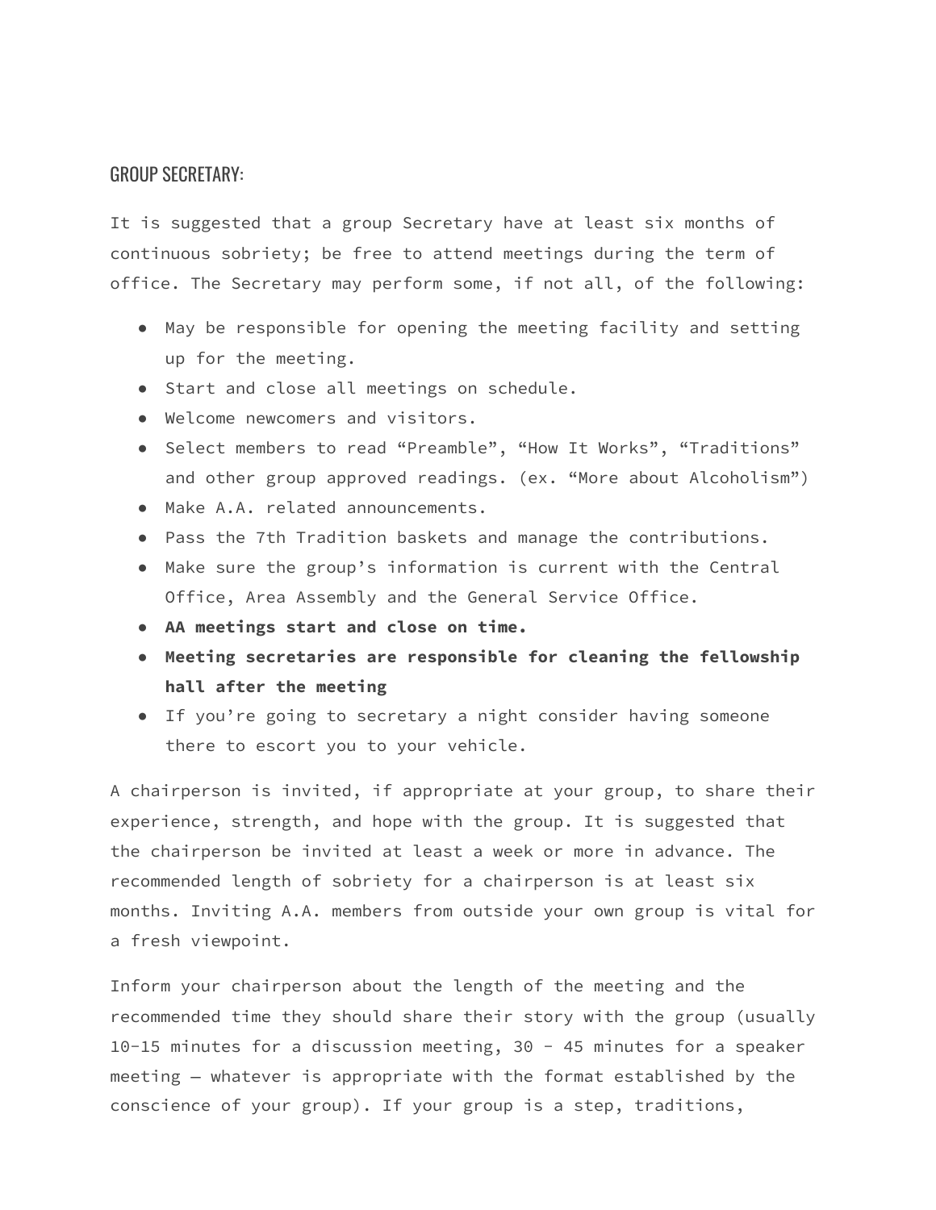## GROUP SECRETARY:

It is suggested that a group Secretary have at least six months of continuous sobriety; be free to attend meetings during the term of office. The Secretary may perform some, if not all, of the following:

- May be responsible for opening the meeting facility and setting up for the meeting.
- Start and close all meetings on schedule.
- Welcome newcomers and visitors.
- Select members to read “Preamble”, “How It Works”, “Traditions” and other group approved readings. (ex. “More about Alcoholism”)
- Make A.A. related announcements.
- Pass the 7th Tradition baskets and manage the contributions.
- Make sure the group’s information is current with the Central Office, Area Assembly and the General Service Office.
- **AA meetings start and close on time.**
- **Meeting secretaries are responsible for cleaning the fellowship hall after the meeting**
- If you’re going to secretary a night consider having someone there to escort you to your vehicle.

A chairperson is invited, if appropriate at your group, to share their experience, strength, and hope with the group. It is suggested that the chairperson be invited at least a week or more in advance. The recommended length of sobriety for a chairperson is at least six months. Inviting A.A. members from outside your own group is vital for a fresh viewpoint.

Inform your chairperson about the length of the meeting and the recommended time they should share their story with the group (usually 10-15 minutes for a discussion meeting, 30 - 45 minutes for a speaker meeting — whatever is appropriate with the format established by the conscience of your group). If your group is a step, traditions,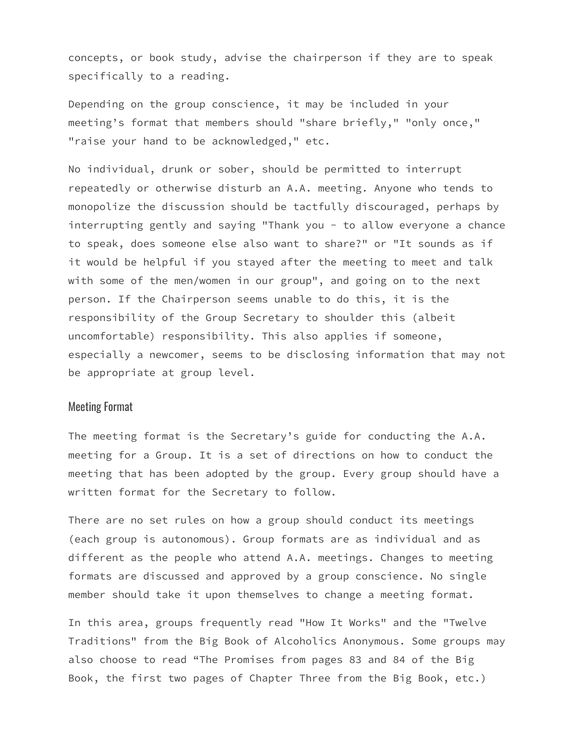concepts, or book study, advise the chairperson if they are to speak specifically to a reading.

Depending on the group conscience, it may be included in your meeting's format that members should "share briefly," "only once," "raise your hand to be acknowledged," etc.

No individual, drunk or sober, should be permitted to interrupt repeatedly or otherwise disturb an A.A. meeting. Anyone who tends to monopolize the discussion should be tactfully discouraged, perhaps by interrupting gently and saying "Thank you - to allow everyone a chance to speak, does someone else also want to share?" or "It sounds as if it would be helpful if you stayed after the meeting to meet and talk with some of the men/women in our group", and going on to the next person. If the Chairperson seems unable to do this, it is the responsibility of the Group Secretary to shoulder this (albeit uncomfortable) responsibility. This also applies if someone, especially a newcomer, seems to be disclosing information that may not be appropriate at group level.

## Meeting Format

The meeting format is the Secretary's guide for conducting the A.A. meeting for a Group. It is a set of directions on how to conduct the meeting that has been adopted by the group. Every group should have a written format for the Secretary to follow.

There are no set rules on how a group should conduct its meetings (each group is autonomous). Group formats are as individual and as different as the people who attend A.A. meetings. Changes to meeting formats are discussed and approved by a group conscience. No single member should take it upon themselves to change a meeting format.

In this area, groups frequently read "How It Works" and the "Twelve Traditions" from the Big Book of Alcoholics Anonymous. Some groups may also choose to read "The Promises from pages 83 and 84 of the Big Book, the first two pages of Chapter Three from the Big Book, etc.)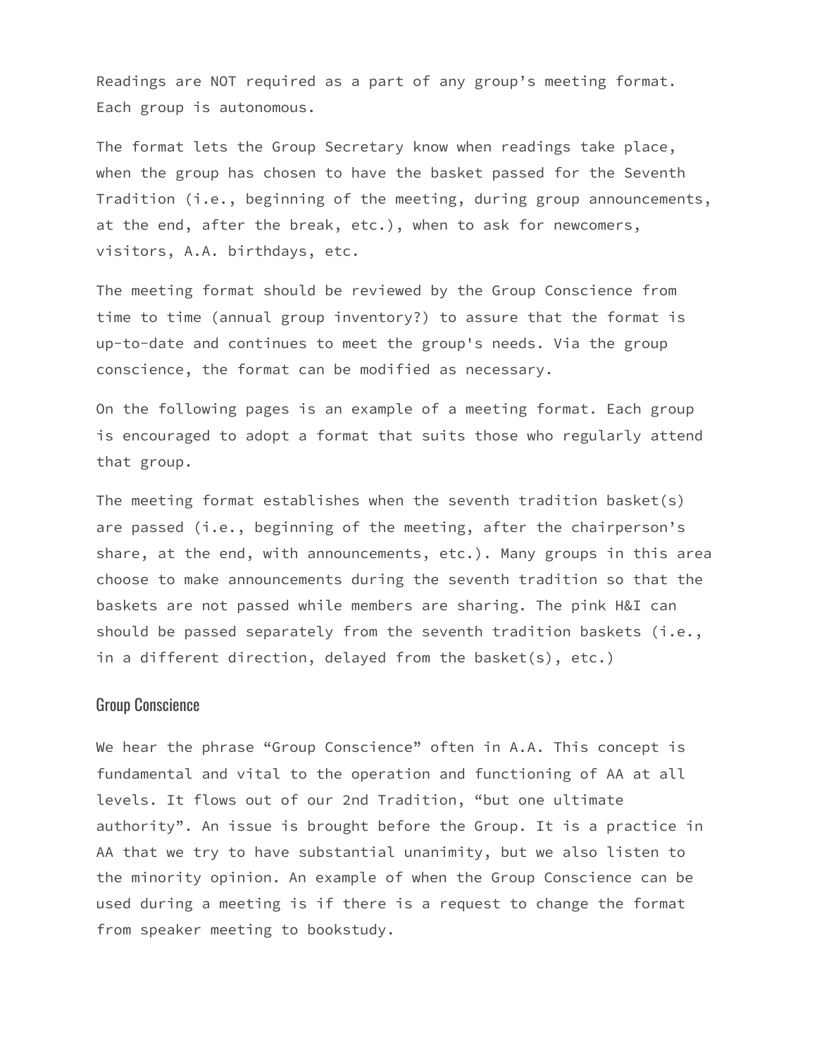Readings are NOT required as a part of any group's meeting format. Each group is autonomous.

The format lets the Group Secretary know when readings take place, when the group has chosen to have the basket passed for the Seventh Tradition (i.e., beginning of the meeting, during group announcements, at the end, after the break, etc.), when to ask for newcomers, visitors, A.A. birthdays, etc.

The meeting format should be reviewed by the Group Conscience from time to time (annual group inventory?) to assure that the format is up-to-date and continues to meet the group's needs. Via the group conscience, the format can be modified as necessary.

On the following pages is an example of a meeting format. Each group is encouraged to adopt a format that suits those who regularly attend that group.

The meeting format establishes when the seventh tradition basket(s) are passed (i.e., beginning of the meeting, after the chairperson's share, at the end, with announcements, etc.). Many groups in this area choose to make announcements during the seventh tradition so that the baskets are not passed while members are sharing. The pink H&I can should be passed separately from the seventh tradition baskets (i.e., in a different direction, delayed from the basket(s), etc.)

## Group Conscience

We hear the phrase "Group Conscience" often in A.A. This concept is fundamental and vital to the operation and functioning of AA at all levels. It flows out of our 2nd Tradition, "but one ultimate authority". An issue is brought before the Group. It is a practice in AA that we try to have substantial unanimity, but we also listen to the minority opinion. An example of when the Group Conscience can be used during a meeting is if there is a request to change the format from speaker meeting to bookstudy.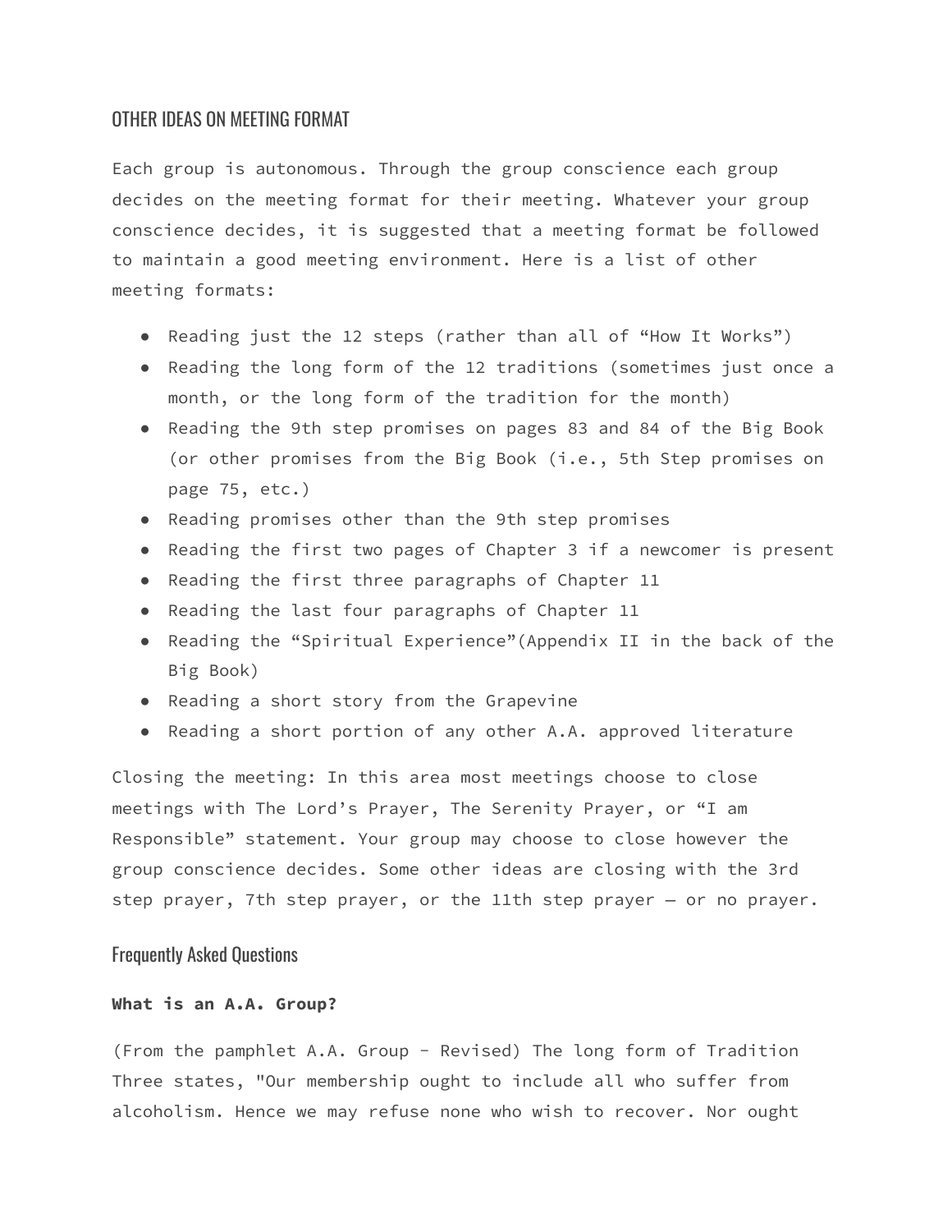## OTHER IDEAS ON MEETING FORMAT

Each group is autonomous. Through the group conscience each group decides on the meeting format for their meeting. Whatever your group conscience decides, it is suggested that a meeting format be followed to maintain a good meeting environment. Here is a list of other meeting formats:

- Reading just the 12 steps (rather than all of "How It Works")
- Reading the long form of the 12 traditions (sometimes just once a month, or the long form of the tradition for the month)
- Reading the 9th step promises on pages 83 and 84 of the Big Book (or other promises from the Big Book (i.e., 5th Step promises on page 75, etc.)
- Reading promises other than the 9th step promises
- Reading the first two pages of Chapter 3 if a newcomer is present
- Reading the first three paragraphs of Chapter 11
- Reading the last four paragraphs of Chapter 11
- Reading the "Spiritual Experience"(Appendix II in the back of the Big Book)
- Reading a short story from the Grapevine
- Reading a short portion of any other A.A. approved literature

Closing the meeting: In this area most meetings choose to close meetings with The Lord's Prayer, The Serenity Prayer, or "I am Responsible" statement. Your group may choose to close however the group conscience decides. Some other ideas are closing with the 3rd step prayer, 7th step prayer, or the 11th step prayer – or no prayer.

## Frequently Asked Questions

**What is an A.A. Group?**

(From the pamphlet A.A. Group - Revised) The long form of Tradition Three states, "Our membership ought to include all who suffer from alcoholism. Hence we may refuse none who wish to recover. Nor ought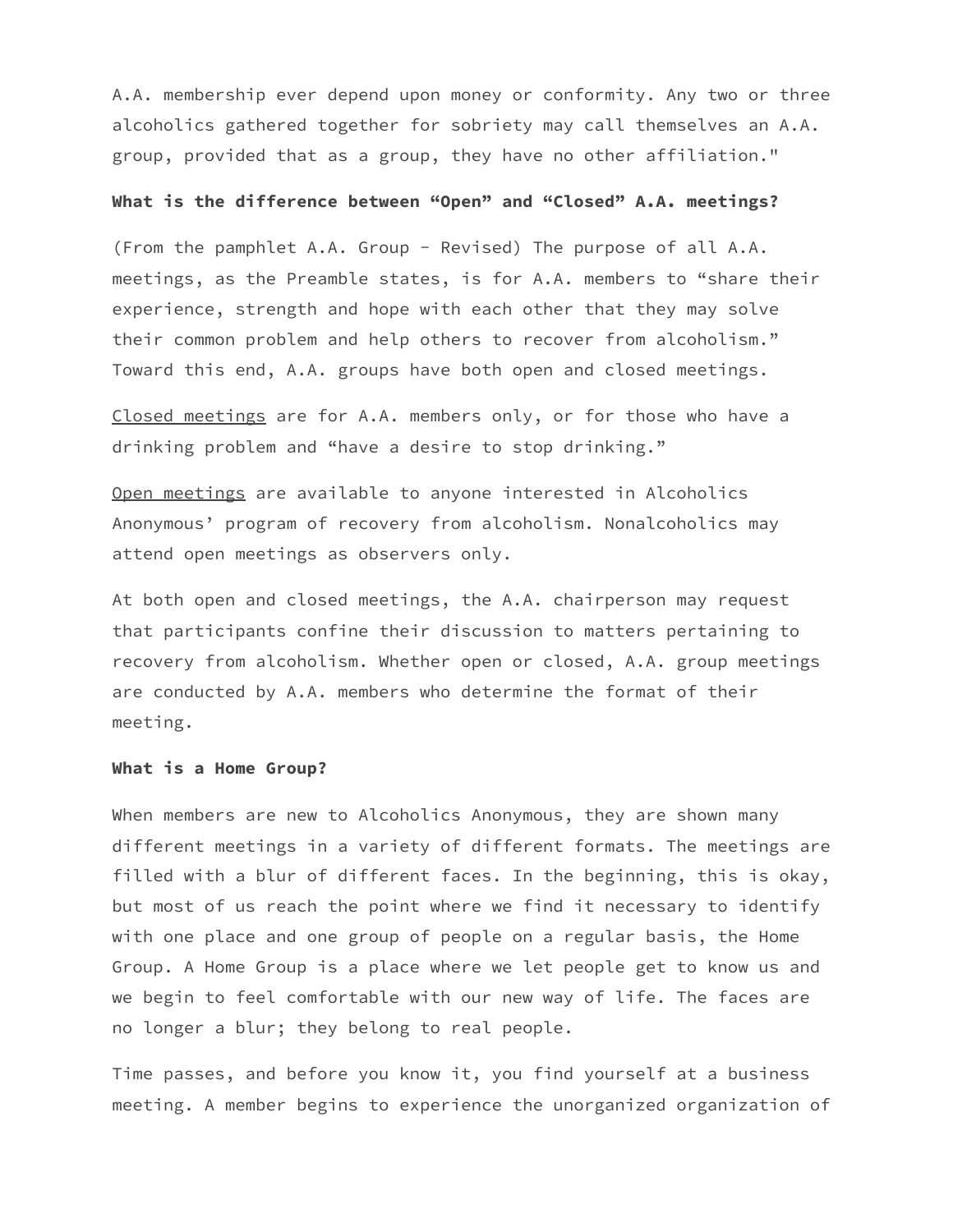A.A. membership ever depend upon money or conformity. Any two or three alcoholics gathered together for sobriety may call themselves an A.A. group, provided that as a group, they have no other affiliation."

**What is the difference between "Open" and "Closed" A.A. meetings?**

(From the pamphlet A.A. Group - Revised) The purpose of all A.A. meetings, as the Preamble states, is for A.A. members to "share their experience, strength and hope with each other that they may solve their common problem and help others to recover from alcoholism." Toward this end, A.A. groups have both open and closed meetings.

<u>Closed meetings</u> are for A.A. members only, or for those who have a drinking problem and "have a desire to stop drinking."

<u>Open meetings</u> are available to anyone interested in Alcoholics Anonymous' program of recovery from alcoholism. Nonalcoholics may attend open meetings as observers only.

At both open and closed meetings, the A.A. chairperson may request that participants confine their discussion to matters pertaining to recovery from alcoholism. Whether open or closed, A.A. group meetings are conducted by A.A. members who determine the format of their meeting.

**What is a Home Group?**

When members are new to Alcoholics Anonymous, they are shown many different meetings in a variety of different formats. The meetings are filled with a blur of different faces. In the beginning, this is okay, but most of us reach the point where we find it necessary to identify with one place and one group of people on a regular basis, the Home Group. A Home Group is a place where we let people get to know us and we begin to feel comfortable with our new way of life. The faces are no longer a blur; they belong to real people.

Time passes, and before you know it, you find yourself at a business meeting. A member begins to experience the unorganized organization of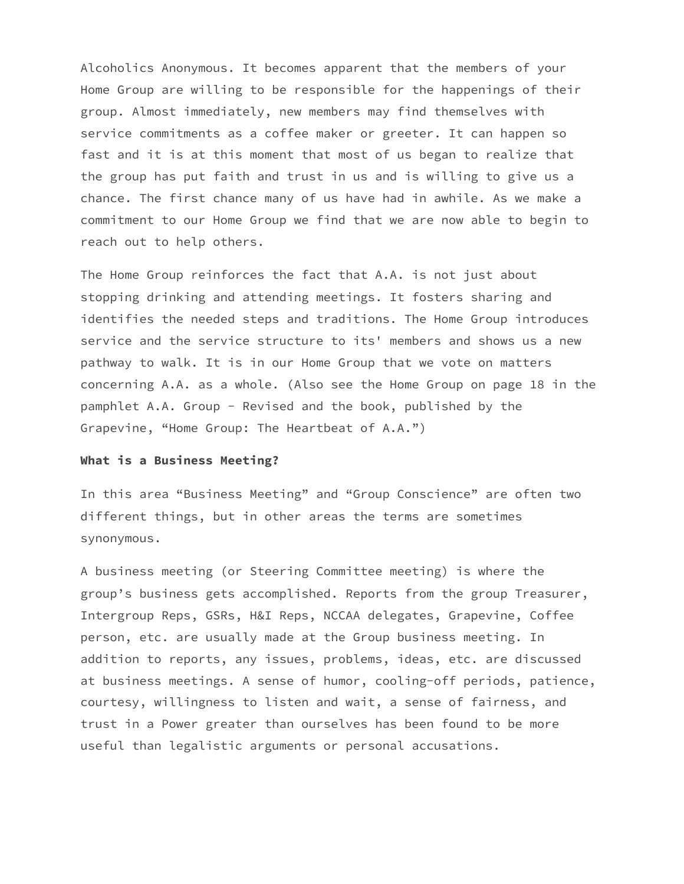Alcoholics Anonymous. It becomes apparent that the members of your Home Group are willing to be responsible for the happenings of their group. Almost immediately, new members may find themselves with service commitments as a coffee maker or greeter. It can happen so fast and it is at this moment that most of us began to realize that the group has put faith and trust in us and is willing to give us a chance. The first chance many of us have had in awhile. As we make a commitment to our Home Group we find that we are now able to begin to reach out to help others.

The Home Group reinforces the fact that A.A. is not just about stopping drinking and attending meetings. It fosters sharing and identifies the needed steps and traditions. The Home Group introduces service and the service structure to its' members and shows us a new pathway to walk. It is in our Home Group that we vote on matters concerning A.A. as a whole. (Also see the Home Group on page 18 in the pamphlet A.A. Group - Revised and the book, published by the Grapevine, “Home Group: The Heartbeat of A.A.”)

**What is a Business Meeting?**

In this area “Business Meeting” and “Group Conscience” are often two different things, but in other areas the terms are sometimes synonymous.

A business meeting (or Steering Committee meeting) is where the group’s business gets accomplished. Reports from the group Treasurer, Intergroup Reps, GSRs, H&I Reps, NCCAA delegates, Grapevine, Coffee person, etc. are usually made at the Group business meeting. In addition to reports, any issues, problems, ideas, etc. are discussed at business meetings. A sense of humor, cooling-off periods, patience, courtesy, willingness to listen and wait, a sense of fairness, and trust in a Power greater than ourselves has been found to be more useful than legalistic arguments or personal accusations.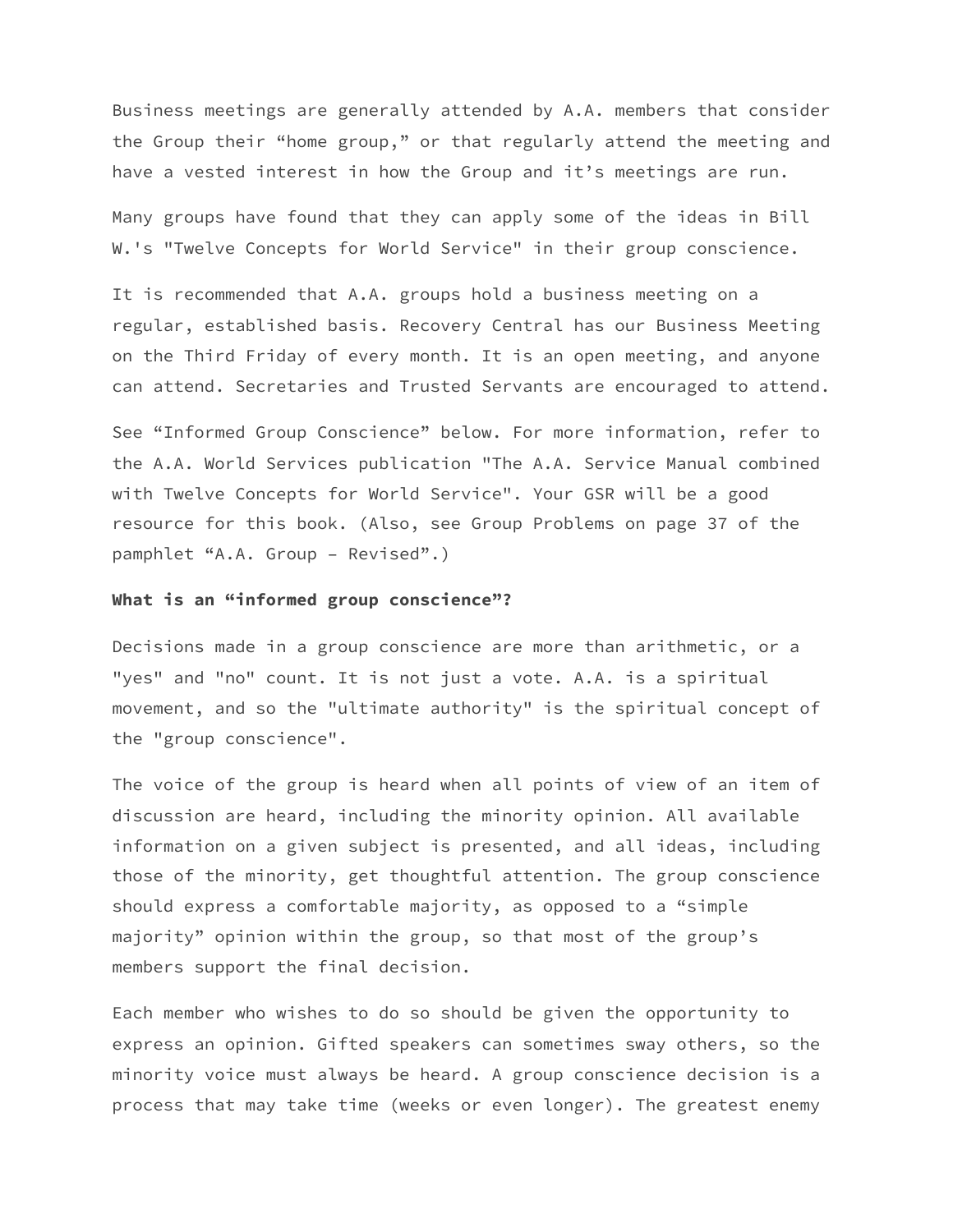Business meetings are generally attended by A.A. members that consider the Group their “home group,” or that regularly attend the meeting and have a vested interest in how the Group and it’s meetings are run.

Many groups have found that they can apply some of the ideas in Bill W.'s "Twelve Concepts for World Service" in their group conscience.

It is recommended that A.A. groups hold a business meeting on a regular, established basis. Recovery Central has our Business Meeting on the Third Friday of every month. It is an open meeting, and anyone can attend. Secretaries and Trusted Servants are encouraged to attend.

See “Informed Group Conscience” below. For more information, refer to the A.A. World Services publication "The A.A. Service Manual combined with Twelve Concepts for World Service". Your GSR will be a good resource for this book. (Also, see Group Problems on page 37 of the pamphlet “A.A. Group – Revised”.)

**What is an “informed group conscience”?**

Decisions made in a group conscience are more than arithmetic, or a "yes" and "no" count. It is not just a vote. A.A. is a spiritual movement, and so the "ultimate authority" is the spiritual concept of the "group conscience".

The voice of the group is heard when all points of view of an item of discussion are heard, including the minority opinion. All available information on a given subject is presented, and all ideas, including those of the minority, get thoughtful attention. The group conscience should express a comfortable majority, as opposed to a “simple majority” opinion within the group, so that most of the group’s members support the final decision.

Each member who wishes to do so should be given the opportunity to express an opinion. Gifted speakers can sometimes sway others, so the minority voice must always be heard. A group conscience decision is a process that may take time (weeks or even longer). The greatest enemy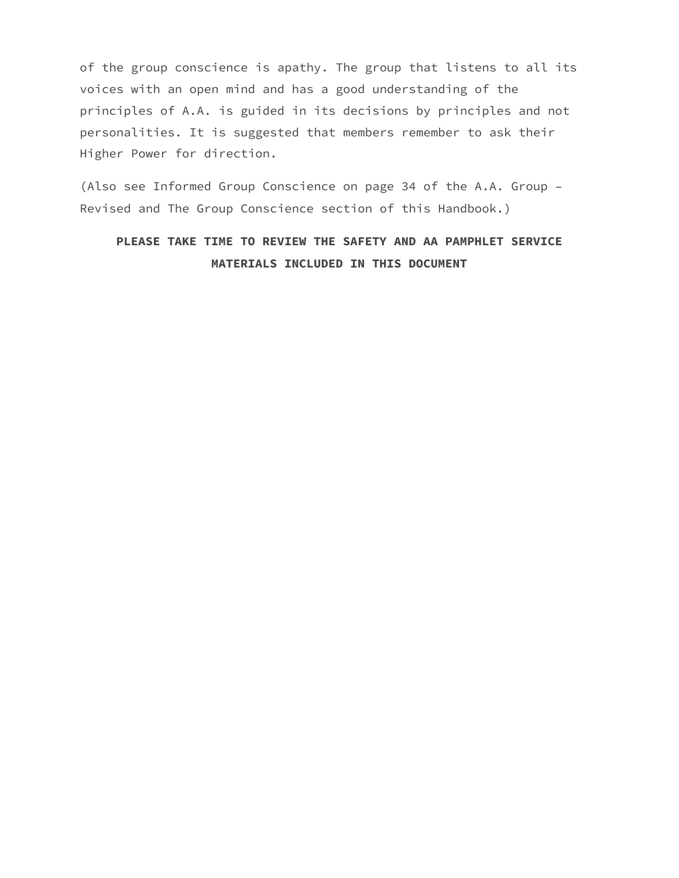of the group conscience is apathy. The group that listens to all its voices with an open mind and has a good understanding of the principles of A.A. is guided in its decisions by principles and not personalities. It is suggested that members remember to ask their Higher Power for direction.

(Also see Informed Group Conscience on page 34 of the A.A. Group – Revised and The Group Conscience section of this Handbook.)

**PLEASE TAKE TIME TO REVIEW THE SAFETY AND AA PAMPHLET SERVICE MATERIALS INCLUDED IN THIS DOCUMENT**